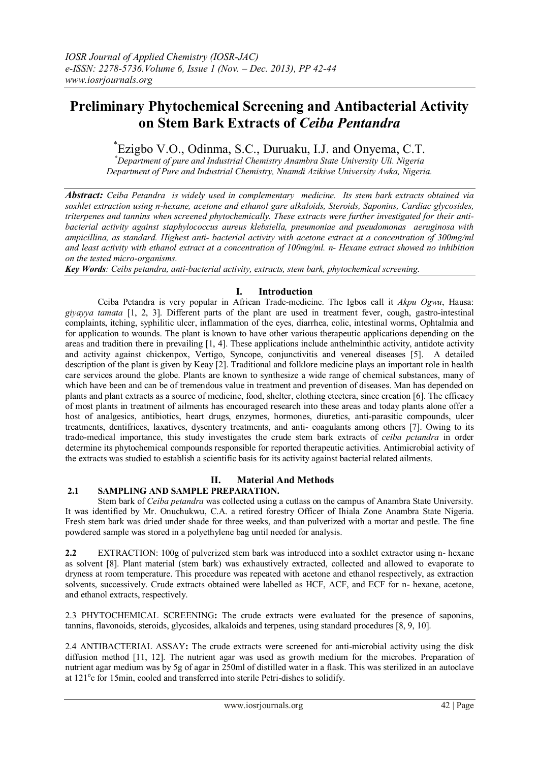# Preliminary Phytochemical Screening and Antibacterial Activity on Stem Bark Extracts of *Ceiba Pentandra*

*Ezigbo V.O., Odinma, S.C., Duruaku, I.J. and Onyema, C.T.

*\*Department of pure and Industrial Chemistry Anambra State University Uli. Nigeria*
*Department of Pure and Industrial Chemistry, Nnamdi Azikiwe University Awka, Nigeria.*

***Abstract:*** *Ceiba Petandra is widely used in complementary medicine. Its stem bark extracts obtained via soxhlet extraction using n-hexane, acetone and ethanol gare alkaloids, Steroids, Saponins, Cardiac glycosides, triterpenes and tannins when screened phytochemically. These extracts were further investigated for their anti-bacterial activity against staphylococcus aureus klebsiella, pneumoniae and pseudomonas aeruginosa with ampicillina, as standard. Highest anti- bacterial activity with acetone extract at a concentration of 300mg/ml and least activity with ethanol extract at a concentration of 100mg/ml. n- Hexane extract showed no inhibition on the tested micro-organisms.*

***Key Words****: Ceibs petandra, anti-bacterial activity, extracts, stem bark, phytochemical screening.*

## I. Introduction

Ceiba Petandra is very popular in African Trade-medicine. The Igbos call it *Akpu Ogwu*, Hausa: *giyayya tamata* [1, 2, 3]. Different parts of the plant are used in treatment fever, cough, gastro-intestinal complaints, itching, syphilitic ulcer, inflammation of the eyes, diarrhea, colic, intestinal worms, Ophtalmia and for application to wounds. The plant is known to have other various therapeutic applications depending on the areas and tradition there in prevailing [1, 4]. These applications include anthelminthic activity, antidote activity and activity against chickenpox, Vertigo, Syncope, conjunctivitis and venereal diseases [5]. A detailed description of the plant is given by Keay [2]. Traditional and folklore medicine plays an important role in health care services around the globe. Plants are known to synthesize a wide range of chemical substances, many of which have been and can be of tremendous value in treatment and prevention of diseases. Man has depended on plants and plant extracts as a source of medicine, food, shelter, clothing etcetera, since creation [6]. The efficacy of most plants in treatment of ailments has encouraged research into these areas and today plants alone offer a host of analgesics, antibiotics, heart drugs, enzymes, hormones, diuretics, anti-parasitic compounds, ulcer treatments, dentifrices, laxatives, dysentery treatments, and anti- coagulants among others [7]. Owing to its trado-medical importance, this study investigates the crude stem bark extracts of *ceiba pctandra* in order determine its phytochemical compounds responsible for reported therapeutic activities. Antimicrobial activity of the extracts was studied to establish a scientific basis for its activity against bacterial related ailments.

## II. Material And Methods

### 2.1 SAMPLING AND SAMPLE PREPARATION.

Stem bark of *Ceiba petandra* was collected using a cutlass on the campus of Anambra State University. It was identified by Mr. Onuchukwu, C.A. a retired forestry Officer of Ihiala Zone Anambra State Nigeria. Fresh stem bark was dried under shade for three weeks, and than pulverized with a mortar and pestle. The fine powdered sample was stored in a polyethylene bag until needed for analysis.

**2.2** EXTRACTION: 100g of pulverized stem bark was introduced into a soxhlet extractor using n- hexane as solvent [8]. Plant material (stem bark) was exhaustively extracted, collected and allowed to evaporate to dryness at room temperature. This procedure was repeated with acetone and ethanol respectively, as extraction solvents, successively. Crude extracts obtained were labelled as HCF, ACF, and ECF for n- hexane, acetone, and ethanol extracts, respectively.

2.3 PHYTOCHEMICAL SCREENING**:** The crude extracts were evaluated for the presence of saponins, tannins, flavonoids, steroids, glycosides, alkaloids and terpenes, using standard procedures [8, 9, 10].

2.4 ANTIBACTERIAL ASSAY**:** The crude extracts were screened for anti-microbial activity using the disk diffusion method [11, 12]. The nutrient agar was used as growth medium for the microbes. Preparation of nutrient agar medium was by 5g of agar in 250ml of distilled water in a flask. This was sterilized in an autoclave at 121°c for 15min, cooled and transferred into sterile Petri-dishes to solidify.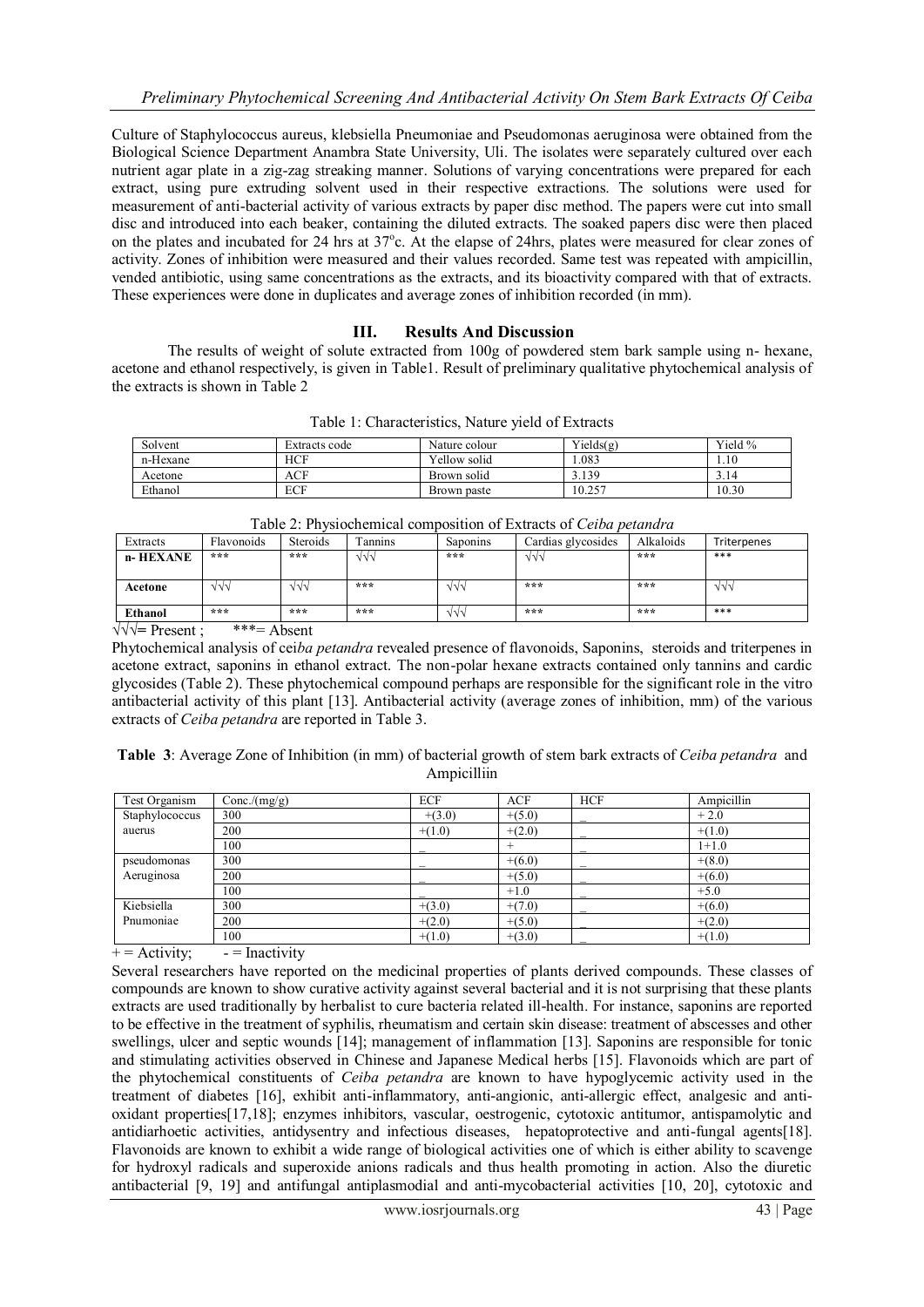Culture of Staphylococcus aureus, klebsiella Pneumoniae and Pseudomonas aeruginosa were obtained from the Biological Science Department Anambra State University, Uli. The isolates were separately cultured over each nutrient agar plate in a zig-zag streaking manner. Solutions of varying concentrations were prepared for each extract, using pure extruding solvent used in their respective extractions. The solutions were used for measurement of anti-bacterial activity of various extracts by paper disc method. The papers were cut into small disc and introduced into each beaker, containing the diluted extracts. The soaked papers disc were then placed on the plates and incubated for 24 hrs at 37$^o$c. At the elapse of 24hrs, plates were measured for clear zones of activity. Zones of inhibition were measured and their values recorded. Same test was repeated with ampicillin, vended antibiotic, using same concentrations as the extracts, and its bioactivity compared with that of extracts. These experiences were done in duplicates and average zones of inhibition recorded (in mm).

## III. Results And Discussion

The results of weight of solute extracted from 100g of powdered stem bark sample using n- hexane, acetone and ethanol respectively, is given in Table1. Result of preliminary qualitative phytochemical analysis of the extracts is shown in Table 2

Table 1: Characteristics, Nature yield of Extracts

| Solvent | Extracts code | Nature colour | Yields(g) | Yield % |
|---|---|---|---|---|
| n-Hexane | HCF | Yellow solid | 1.083 | 1.10 |
| Acetone | ACF | Brown solid | 3.139 | 3.14 |
| Ethanol | ECF | Brown paste | 10.257 | 10.30 |

Table 2: Physiochemical composition of Extracts of *Ceiba petandra*

| Extracts | Flavonoids | Steroids | Tannins | Saponins | Cardias glycosides | Alkaloids | Triterpenes |
|---|---|---|---|---|---|---|---|
| **n- HEXANE** | *** | *** | √√√ | *** | √√√ | *** | *** |
| **Acetone** | √√√ | √√√ | *** | √√√ | *** | *** | √√√ |
| **Ethanol** | *** | *** | *** | √√√ | *** | *** | *** |

√√√= Present ; ***= Absent

Phytochemical analysis of cei*ba petandra* revealed presence of flavonoids, Saponins, steroids and triterpenes in acetone extract, saponins in ethanol extract. The non-polar hexane extracts contained only tannins and cardic glycosides (Table 2). These phytochemical compound perhaps are responsible for the significant role in the vitro antibacterial activity of this plant [13]. Antibacterial activity (average zones of inhibition, mm) of the various extracts of *Ceiba petandra* are reported in Table 3.

**Table 3**: Average Zone of Inhibition (in mm) of bacterial growth of stem bark extracts of *Ceiba petandra* and Ampicilliin

| Test Organism | Conc./(mg/g) | ECF | ACF | HCF | Ampicillin |
|---|---|---|---|---|---|
| Staphylococcus auerus | 300 | +(3.0) | +(5.0) | _ | + 2.0 |
| | 200 | +(1.0) | +(2.0) | _ | +(1.0) |
| | 100 | _ | + | _ | 1+1.0 |
| pseudomonas Aeruginosa | 300 | _ | +(6.0) | _ | +(8.0) |
| | 200 | _ | +(5.0) | _ | +(6.0) |
| | 100 | _ | +1.0 | _ | +5.0 |
| Kiebsiella Pnumoniae | 300 | +(3.0) | +(7.0) | _ | +(6.0) |
| | 200 | +(2.0) | +(5.0) | _ | +(2.0) |
| | 100 | +(1.0) | +(3.0) | _ | +(1.0) |

+ = Activity; - = Inactivity

Several researchers have reported on the medicinal properties of plants derived compounds. These classes of compounds are known to show curative activity against several bacterial and it is not surprising that these plants extracts are used traditionally by herbalist to cure bacteria related ill-health. For instance, saponins are reported to be effective in the treatment of syphilis, rheumatism and certain skin disease: treatment of abscesses and other swellings, ulcer and septic wounds [14]; management of inflammation [13]. Saponins are responsible for tonic and stimulating activities observed in Chinese and Japanese Medical herbs [15]. Flavonoids which are part of the phytochemical constituents of *Ceiba petandra* are known to have hypoglycemic activity used in the treatment of diabetes [16], exhibit anti-inflammatory, anti-angionic, anti-allergic effect, analgesic and anti-oxidant properties[17,18]; enzymes inhibitors, vascular, oestrogenic, cytotoxic antitumor, antispamolytic and antidiarhoetic activities, antidysentry and infectious diseases, hepatoprotective and anti-fungal agents[18]. Flavonoids are known to exhibit a wide range of biological activities one of which is either ability to scavenge for hydroxyl radicals and superoxide anions radicals and thus health promoting in action. Also the diuretic antibacterial [9, 19] and antifungal antiplasmodial and anti-mycobacterial activities [10, 20], cytotoxic and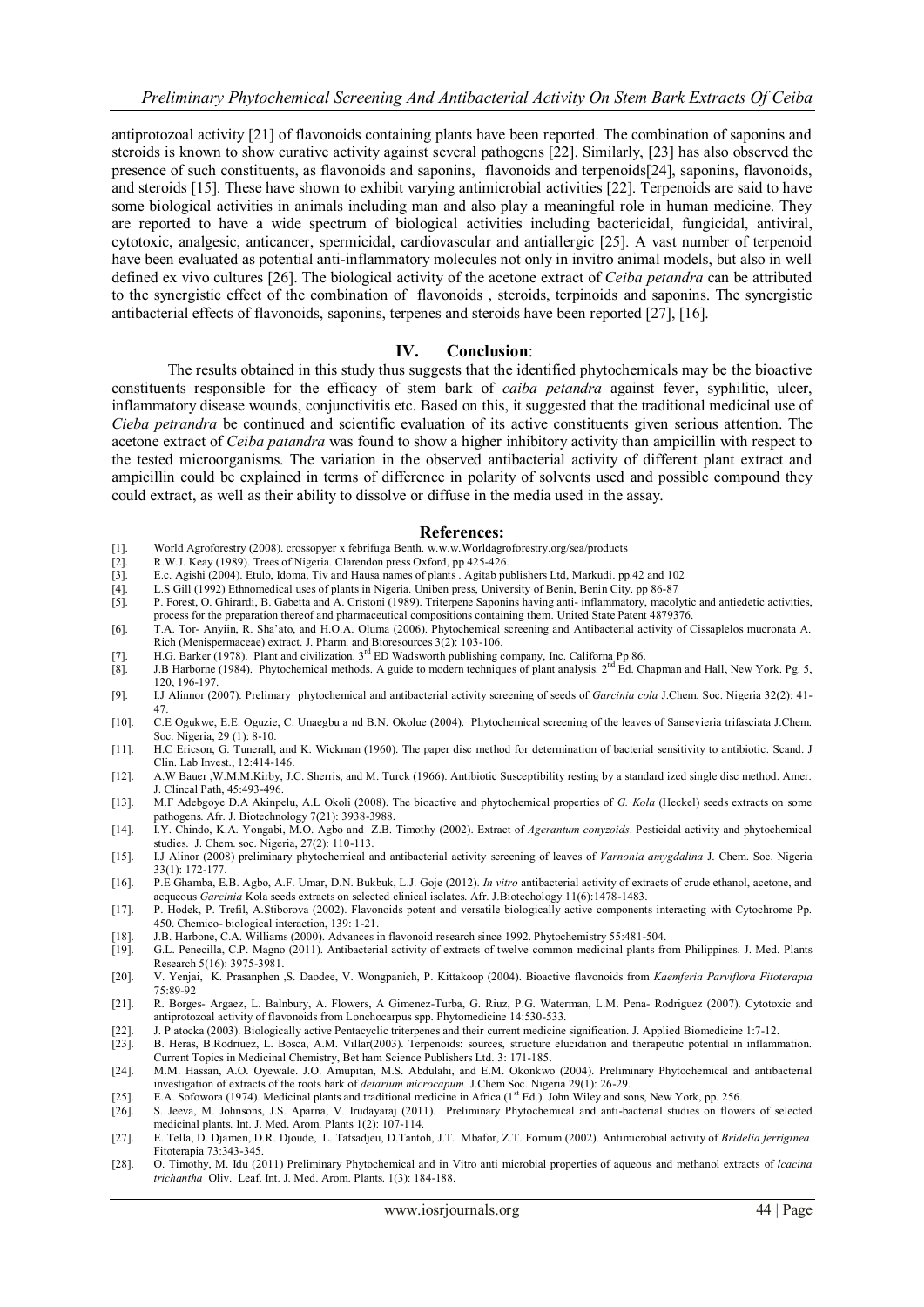antiprotozoal activity [21] of flavonoids containing plants have been reported. The combination of saponins and steroids is known to show curative activity against several pathogens [22]. Similarly, [23] has also observed the presence of such constituents, as flavonoids and saponins, flavonoids and terpenoids[24], saponins, flavonoids, and steroids [15]. These have shown to exhibit varying antimicrobial activities [22]. Terpenoids are said to have some biological activities in animals including man and also play a meaningful role in human medicine. They are reported to have a wide spectrum of biological activities including bactericidal, fungicidal, antiviral, cytotoxic, analgesic, anticancer, spermicidal, cardiovascular and antiallergic [25]. A vast number of terpenoid have been evaluated as potential anti-inflammatory molecules not only in invitro animal models, but also in well defined ex vivo cultures [26]. The biological activity of the acetone extract of *Ceiba petandra* can be attributed to the synergistic effect of the combination of flavonoids , steroids, terpinoids and saponins. The synergistic antibacterial effects of flavonoids, saponins, terpenes and steroids have been reported [27], [16].

## IV. Conclusion:

The results obtained in this study thus suggests that the identified phytochemicals may be the bioactive constituents responsible for the efficacy of stem bark of *caiba petandra* against fever, syphilitic, ulcer, inflammatory disease wounds, conjunctivitis etc. Based on this, it suggested that the traditional medicinal use of *Cieba petrandra* be continued and scientific evaluation of its active constituents given serious attention. The acetone extract of *Ceiba patandra* was found to show a higher inhibitory activity than ampicillin with respect to the tested microorganisms. The variation in the observed antibacterial activity of different plant extract and ampicillin could be explained in terms of difference in polarity of solvents used and possible compound they could extract, as well as their ability to dissolve or diffuse in the media used in the assay.

## References:

[1]. World Agroforestry (2008). crossopyer x febrifuga Benth. w.w.w.Worldagroforestry.org/sea/products

[2]. R.W.J. Keay (1989). Trees of Nigeria. Clarendon press Oxford, pp 425-426.

[3]. E.c. Agishi (2004). Etulo, Idoma, Tiv and Hausa names of plants . Agitab publishers Ltd, Markudi. pp.42 and 102

[4]. L.S Gill (1992) Ethnomedical uses of plants in Nigeria. Uniben press, University of Benin, Benin City. pp 86-87

[5]. P. Forest, O. Ghirardi, B. Gabetta and A. Cristoni (1989). Triterpene Saponins having anti- inflammatory, macolytic and antiedetic activities, process for the preparation thereof and pharmaceutical compositions containing them. United State Patent 4879376.

[6]. T.A. Tor- Anyiin, R. Sha'ato, and H.O.A. Oluma (2006). Phytochemical screening and Antibacterial activity of Cissaplelos mucronata A. Rich (Menispermaceae) extract. J. Pharm. and Bioresources 3(2): 103-106.

[7]. H.G. Barker (1978). Plant and civilization. 3rd ED Wadsworth publishing company, Inc. Californa Pp 86.

[8]. J.B Harborne (1984). Phytochemical methods. A guide to modern techniques of plant analysis. 2nd Ed. Chapman and Hall, New York. Pg. 5, 120, 196-197.

[9]. I.J Alinnor (2007). Prelimary phytochemical and antibacterial activity screening of seeds of *Garcinia cola* J.Chem. Soc. Nigeria 32(2): 41-47.

[10]. C.E Ogukwe, E.E. Oguzie, C. Unaegbu a nd B.N. Okolue (2004). Phytochemical screening of the leaves of Sansevieria trifasciata J.Chem. Soc. Nigeria, 29 (1): 8-10.

[11]. H.C Ericson, G. Tunerall, and K. Wickman (1960). The paper disc method for determination of bacterial sensitivity to antibiotic. Scand. J Clin. Lab Invest., 12:414-146.

[12]. A.W Bauer ,W.M.M.Kirby, J.C. Sherris, and M. Turck (1966). Antibiotic Susceptibility resting by a standard ized single disc method. Amer. J. Clincal Path, 45:493-496.

[13]. M.F Adebgoye D.A Akinpelu, A.L Okoli (2008). The bioactive and phytochemical properties of *G. Kola* (Heckel) seeds extracts on some pathogens. Afr. J. Biotechnology 7(21): 3938-3988.

[14]. I.Y. Chindo, K.A. Yongabi, M.O. Agbo and Z.B. Timothy (2002). Extract of *Agerantum conyzoids*. Pesticidal activity and phytochemical studies. J. Chem. soc. Nigeria, 27(2): 110-113.

[15]. I.J Alinor (2008) preliminary phytochemical and antibacterial activity screening of leaves of *Varnonia amygdalina* J. Chem. Soc. Nigeria 33(1): 172-177.

[16]. P.E Ghamba, E.B. Agbo, A.F. Umar, D.N. Bukbuk, L.J. Goje (2012). *In vitro* antibacterial activity of extracts of crude ethanol, acetone, and acqueous *Garcinia* Kola seeds extracts on selected clinical isolates. Afr. J.Biotechology 11(6):1478-1483.

[17]. P. Hodek, P. Trefil, A.Stiborova (2002). Flavonoids potent and versatile biologically active components interacting with Cytochrome Pp. 450. Chemico- biological interaction, 139: 1-21.

[18]. J.B. Harbone, C.A. Williams (2000). Advances in flavonoid research since 1992. Phytochemistry 55:481-504.

[19]. G.L. Penecilla, C.P. Magno (2011). Antibacterial activity of extracts of twelve common medicinal plants from Philippines. J. Med. Plants Research 5(16): 3975-3981.

[20]. V. Yenjai, K. Prasanphen ,S. Daodee, V. Wongpanich, P. Kittakoop (2004). Bioactive flavonoids from *Kaemferia Parviflora Fitoterapia* 75:89-92

[21]. R. Borges- Argaez, L. Balnbury, A. Flowers, A Gimenez-Turba, G. Riuz, P.G. Waterman, L.M. Pena- Rodriguez (2007). Cytotoxic and antiprotozoal activity of flavonoids from Lonchocarpus spp. Phytomedicine 14:530-533.

[22]. J. P atocka (2003). Biologically active Pentacyclic triterpenes and their current medicine signification. J. Applied Biomedicine 1:7-12.

[23]. B. Heras, B.Rodriuez, L. Bosca, A.M. Villar(2003). Terpenoids: sources, structure elucidation and therapeutic potential in inflammation. Current Topics in Medicinal Chemistry, Bet ham Science Publishers Ltd. 3: 171-185.

[24]. M.M. Hassan, A.O. Oyewale. J.O. Amupitan, M.S. Abdulahi, and E.M. Okonkwo (2004). Preliminary Phytochemical and antibacterial investigation of extracts of the roots bark of *detarium microcapum.* J.Chem Soc. Nigeria 29(1): 26-29.

[25]. E.A. Sofowora (1974). Medicinal plants and traditional medicine in Africa (1st Ed.). John Wiley and sons, New York, pp. 256.

[26]. S. Jeeva, M. Johnsons, J.S. Aparna, V. Irudayaraj (2011). Preliminary Phytochemical and anti-bacterial studies on flowers of selected medicinal plants. Int. J. Med. Arom. Plants 1(2): 107-114.

[27]. E. Tella, D. Djamen, D.R. Djoude, L. Tatsadjeu, D.Tantoh, J.T. Mbafor, Z.T. Fomum (2002). Antimicrobial activity of *Bridelia ferriginea.* Fitoterapia 73:343-345.

[28]. O. Timothy, M. Idu (2011) Preliminary Phytochemical and in Vitro anti microbial properties of aqueous and methanol extracts of *lcacina trichantha* Oliv. Leaf. Int. J. Med. Arom. Plants. 1(3): 184-188.